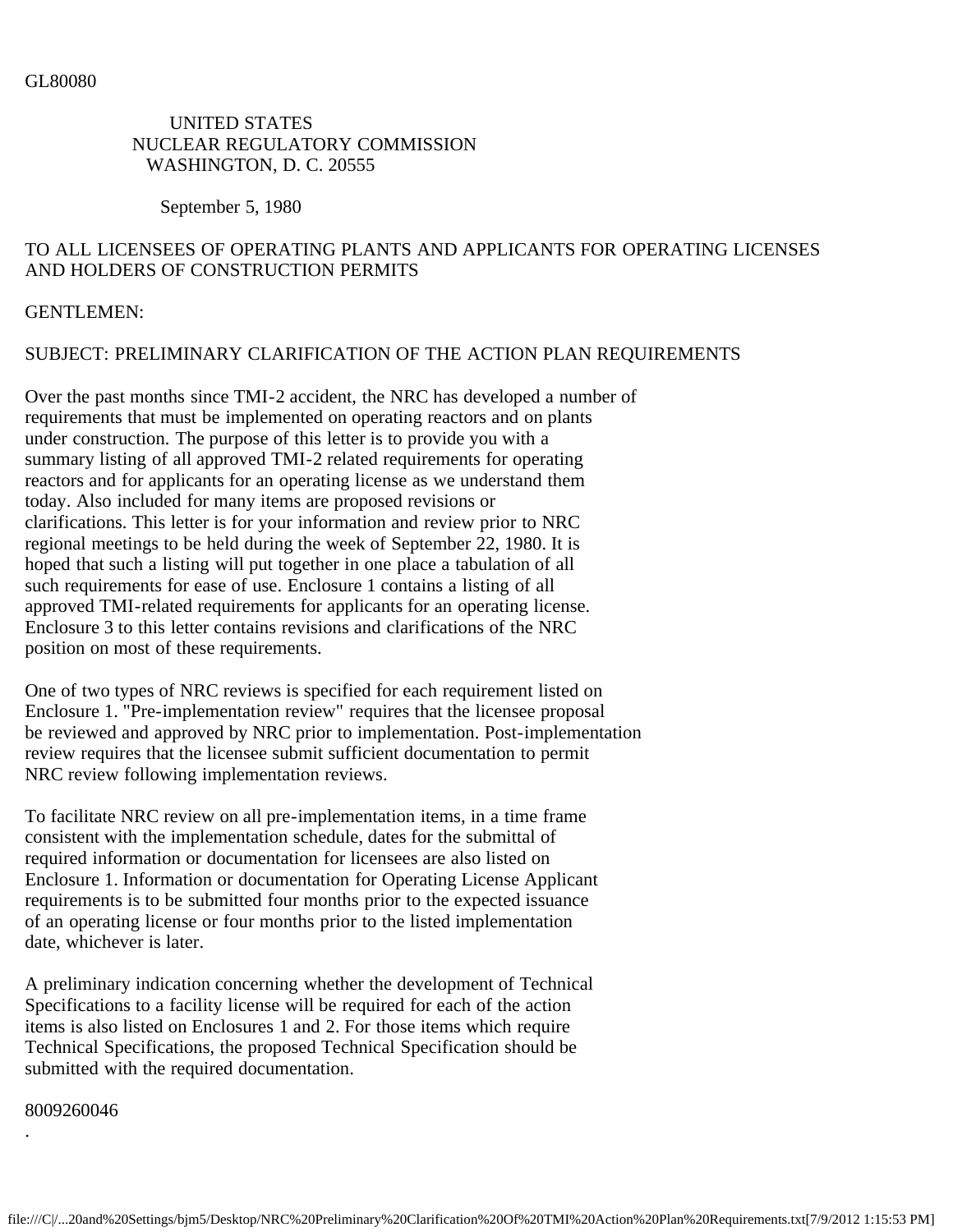GL80080

UNITED STATES
NUCLEAR REGULATORY COMMISSION
WASHINGTON, D. C. 20555

September 5, 1980

TO ALL LICENSEES OF OPERATING PLANTS AND APPLICANTS FOR OPERATING LICENSES AND HOLDERS OF CONSTRUCTION PERMITS

GENTLEMEN:

SUBJECT: PRELIMINARY CLARIFICATION OF THE ACTION PLAN REQUIREMENTS

Over the past months since TMI-2 accident, the NRC has developed a number of requirements that must be implemented on operating reactors and on plants under construction. The purpose of this letter is to provide you with a summary listing of all approved TMI-2 related requirements for operating reactors and for applicants for an operating license as we understand them today. Also included for many items are proposed revisions or clarifications. This letter is for your information and review prior to NRC regional meetings to be held during the week of September 22, 1980. It is hoped that such a listing will put together in one place a tabulation of all such requirements for ease of use. Enclosure 1 contains a listing of all approved TMI-related requirements for applicants for an operating license. Enclosure 3 to this letter contains revisions and clarifications of the NRC position on most of these requirements.

One of two types of NRC reviews is specified for each requirement listed on Enclosure 1. "Pre-implementation review" requires that the licensee proposal be reviewed and approved by NRC prior to implementation. Post-implementation review requires that the licensee submit sufficient documentation to permit NRC review following implementation reviews.

To facilitate NRC review on all pre-implementation items, in a time frame consistent with the implementation schedule, dates for the submittal of required information or documentation for licensees are also listed on Enclosure 1. Information or documentation for Operating License Applicant requirements is to be submitted four months prior to the expected issuance of an operating license or four months prior to the listed implementation date, whichever is later.

A preliminary indication concerning whether the development of Technical Specifications to a facility license will be required for each of the action items is also listed on Enclosures 1 and 2. For those items which require Technical Specifications, the proposed Technical Specification should be submitted with the required documentation.

8009260046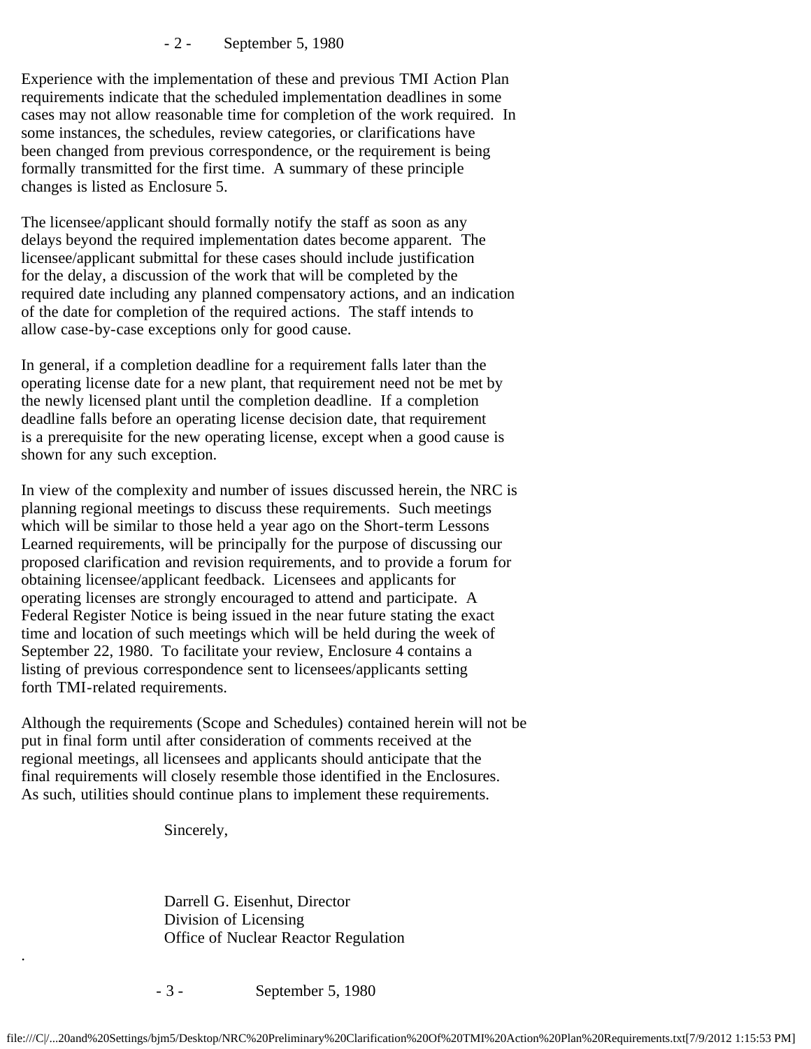Experience with the implementation of these and previous TMI Action Plan requirements indicate that the scheduled implementation deadlines in some cases may not allow reasonable time for completion of the work required. In some instances, the schedules, review categories, or clarifications have been changed from previous correspondence, or the requirement is being formally transmitted for the first time. A summary of these principle changes is listed as Enclosure 5.

The licensee/applicant should formally notify the staff as soon as any delays beyond the required implementation dates become apparent. The licensee/applicant submittal for these cases should include justification for the delay, a discussion of the work that will be completed by the required date including any planned compensatory actions, and an indication of the date for completion of the required actions. The staff intends to allow case-by-case exceptions only for good cause.

In general, if a completion deadline for a requirement falls later than the operating license date for a new plant, that requirement need not be met by the newly licensed plant until the completion deadline. If a completion deadline falls before an operating license decision date, that requirement is a prerequisite for the new operating license, except when a good cause is shown for any such exception.

In view of the complexity and number of issues discussed herein, the NRC is planning regional meetings to discuss these requirements. Such meetings which will be similar to those held a year ago on the Short-term Lessons Learned requirements, will be principally for the purpose of discussing our proposed clarification and revision requirements, and to provide a forum for obtaining licensee/applicant feedback. Licensees and applicants for operating licenses are strongly encouraged to attend and participate. A Federal Register Notice is being issued in the near future stating the exact time and location of such meetings which will be held during the week of September 22, 1980. To facilitate your review, Enclosure 4 contains a listing of previous correspondence sent to licensees/applicants setting forth TMI-related requirements.

Although the requirements (Scope and Schedules) contained herein will not be put in final form until after consideration of comments received at the regional meetings, all licensees and applicants should anticipate that the final requirements will closely resemble those identified in the Enclosures. As such, utilities should continue plans to implement these requirements.

Sincerely,

Darrell G. Eisenhut, Director
Division of Licensing
Office of Nuclear Reactor Regulation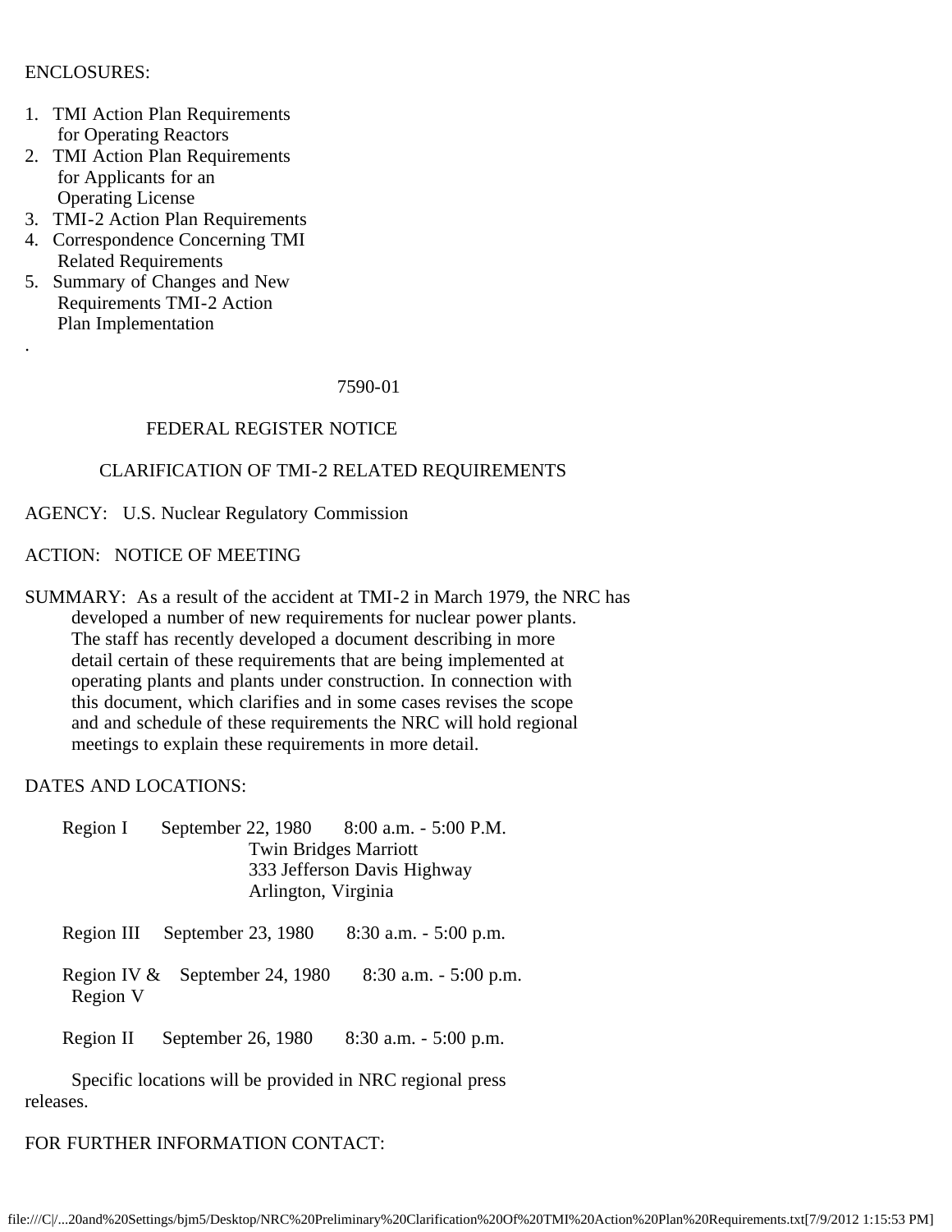ENCLOSURES:

1. TMI Action Plan Requirements for Operating Reactors
2. TMI Action Plan Requirements for Applicants for an Operating License
3. TMI-2 Action Plan Requirements
4. Correspondence Concerning TMI Related Requirements
5. Summary of Changes and New Requirements TMI-2 Action Plan Implementation

.

7590-01

FEDERAL REGISTER NOTICE

CLARIFICATION OF TMI-2 RELATED REQUIREMENTS

AGENCY: U.S. Nuclear Regulatory Commission

ACTION: NOTICE OF MEETING

SUMMARY: As a result of the accident at TMI-2 in March 1979, the NRC has developed a number of new requirements for nuclear power plants. The staff has recently developed a document describing in more detail certain of these requirements that are being implemented at operating plants and plants under construction. In connection with this document, which clarifies and in some cases revises the scope and and schedule of these requirements the NRC will hold regional meetings to explain these requirements in more detail.

DATES AND LOCATIONS:

| | | |
|---|---|---|
| Region I | September 22, 1980 | 8:00 a.m. - 5:00 P.M. Twin Bridges Marriott 333 Jefferson Davis Highway Arlington, Virginia |
| Region III | September 23, 1980 | 8:30 a.m. - 5:00 p.m. |
| Region IV & Region V | September 24, 1980 | 8:30 a.m. - 5:00 p.m. |
| Region II | September 26, 1980 | 8:30 a.m. - 5:00 p.m. |

Specific locations will be provided in NRC regional press releases.

FOR FURTHER INFORMATION CONTACT: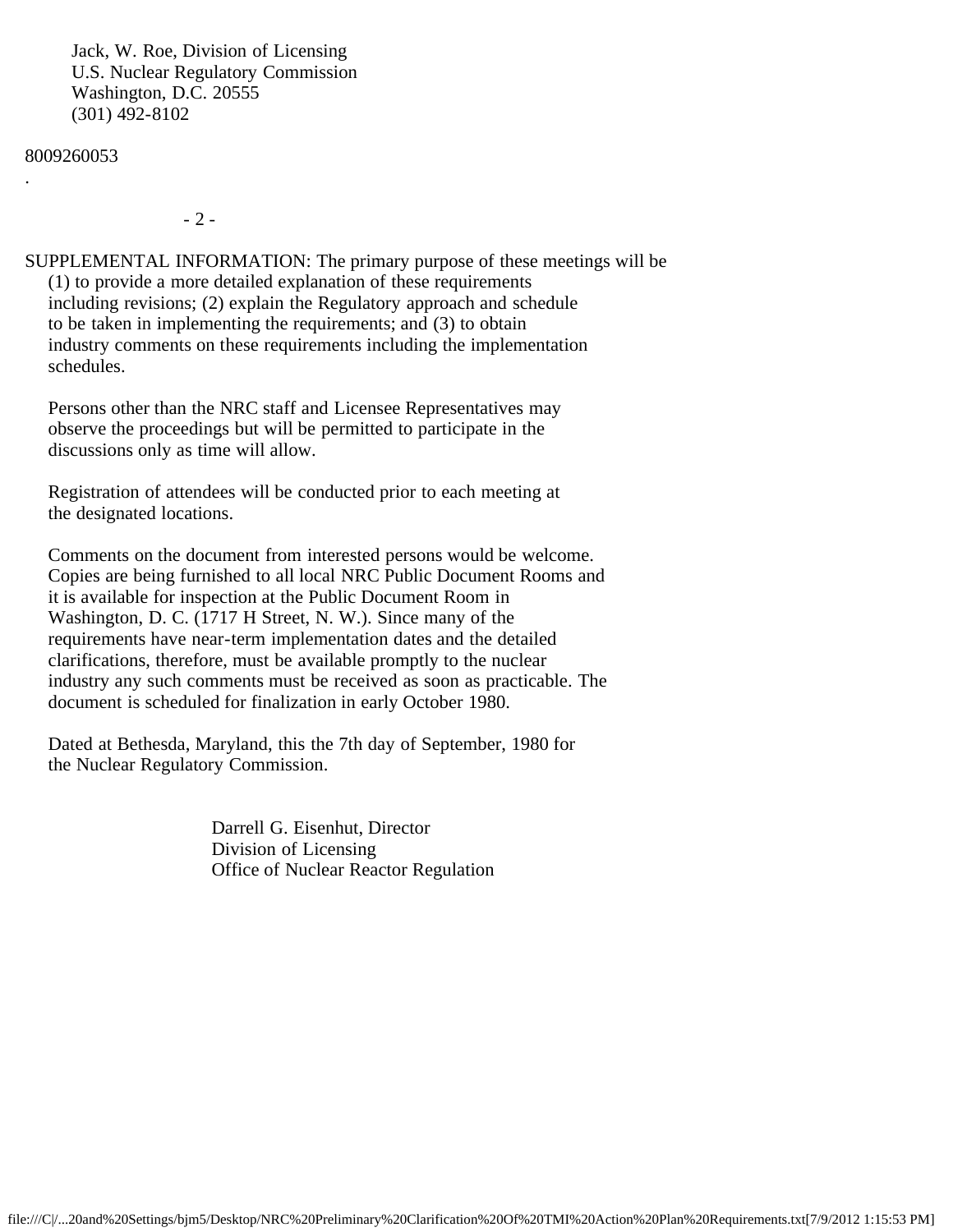Jack, W. Roe, Division of Licensing
U.S. Nuclear Regulatory Commission
Washington, D.C. 20555
(301) 492-8102

8009260053

.

SUPPLEMENTAL INFORMATION: The primary purpose of these meetings will be (1) to provide a more detailed explanation of these requirements including revisions; (2) explain the Regulatory approach and schedule to be taken in implementing the requirements; and (3) to obtain industry comments on these requirements including the implementation schedules.

Persons other than the NRC staff and Licensee Representatives may observe the proceedings but will be permitted to participate in the discussions only as time will allow.

Registration of attendees will be conducted prior to each meeting at the designated locations.

Comments on the document from interested persons would be welcome. Copies are being furnished to all local NRC Public Document Rooms and it is available for inspection at the Public Document Room in Washington, D. C. (1717 H Street, N. W.). Since many of the requirements have near-term implementation dates and the detailed clarifications, therefore, must be available promptly to the nuclear industry any such comments must be received as soon as practicable. The document is scheduled for finalization in early October 1980.

Dated at Bethesda, Maryland, this the 7th day of September, 1980 for the Nuclear Regulatory Commission.

Darrell G. Eisenhut, Director
Division of Licensing
Office of Nuclear Reactor Regulation